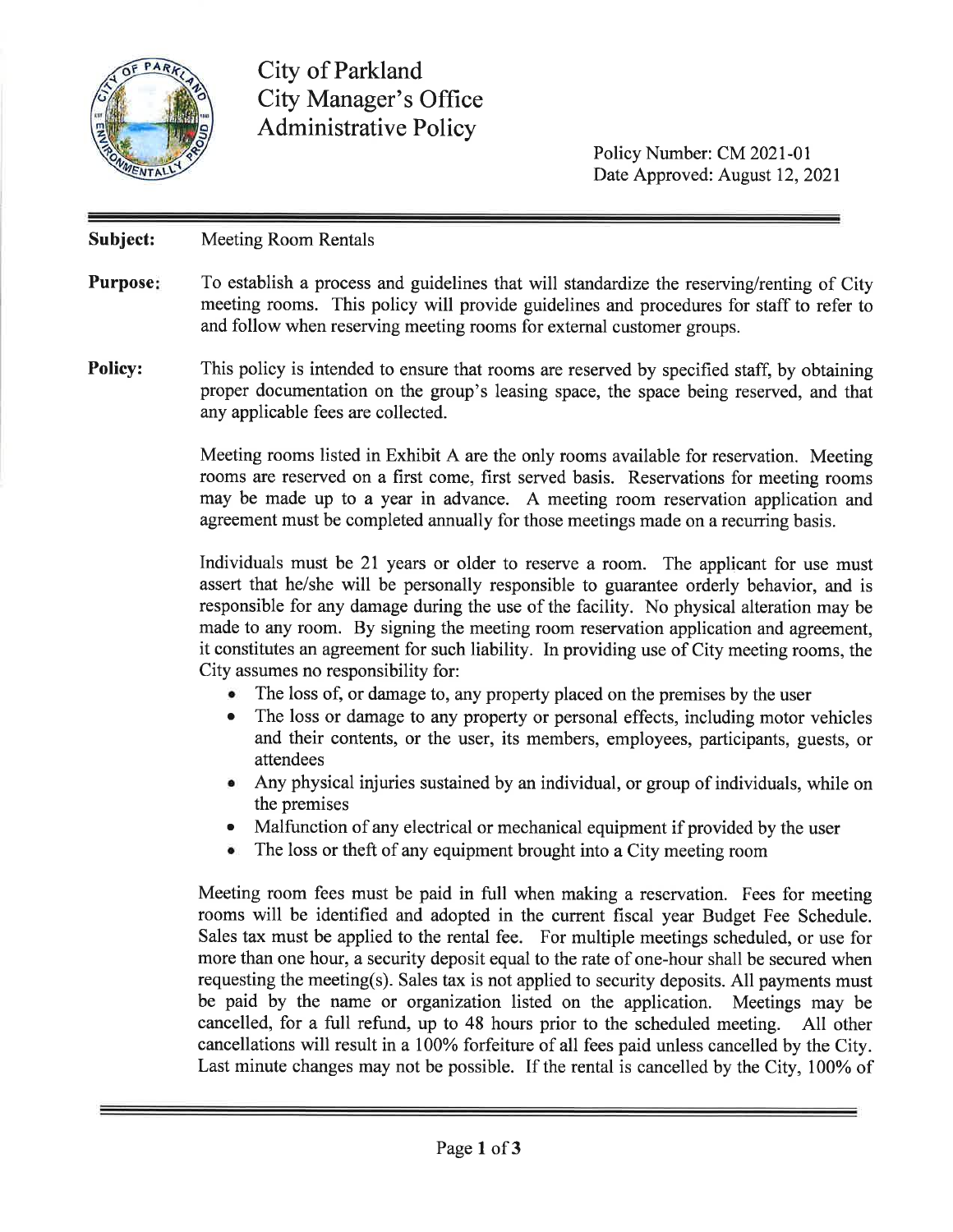# City of Parkland
## City Manager's Office
## Administrative Policy

Policy Number: CM 2021-01
Date Approved: August 12, 2021

---

**Subject:** Meeting Room Rentals

**Purpose:** To establish a process and guidelines that will standardize the reserving/renting of City meeting rooms. This policy will provide guidelines and procedures for staff to refer to and follow when reserving meeting rooms for external customer groups.

**Policy:** This policy is intended to ensure that rooms are reserved by specified staff, by obtaining proper documentation on the group's leasing space, the space being reserved, and that any applicable fees are collected.

Meeting rooms listed in Exhibit A are the only rooms available for reservation. Meeting rooms are reserved on a first come, first served basis. Reservations for meeting rooms may be made up to a year in advance. A meeting room reservation application and agreement must be completed annually for those meetings made on a recurring basis.

Individuals must be 21 years or older to reserve a room. The applicant for use must assert that he/she will be personally responsible to guarantee orderly behavior, and is responsible for any damage during the use of the facility. No physical alteration may be made to any room. By signing the meeting room reservation application and agreement, it constitutes an agreement for such liability. In providing use of City meeting rooms, the City assumes no responsibility for:

- The loss of, or damage to, any property placed on the premises by the user
- The loss or damage to any property or personal effects, including motor vehicles and their contents, or the user, its members, employees, participants, guests, or attendees
- Any physical injuries sustained by an individual, or group of individuals, while on the premises
- Malfunction of any electrical or mechanical equipment if provided by the user
- The loss or theft of any equipment brought into a City meeting room

Meeting room fees must be paid in full when making a reservation. Fees for meeting rooms will be identified and adopted in the current fiscal year Budget Fee Schedule. Sales tax must be applied to the rental fee. For multiple meetings scheduled, or use for more than one hour, a security deposit equal to the rate of one-hour shall be secured when requesting the meeting(s). Sales tax is not applied to security deposits. All payments must be paid by the name or organization listed on the application. Meetings may be cancelled, for a full refund, up to 48 hours prior to the scheduled meeting. All other cancellations will result in a 100% forfeiture of all fees paid unless cancelled by the City. Last minute changes may not be possible. If the rental is cancelled by the City, 100% of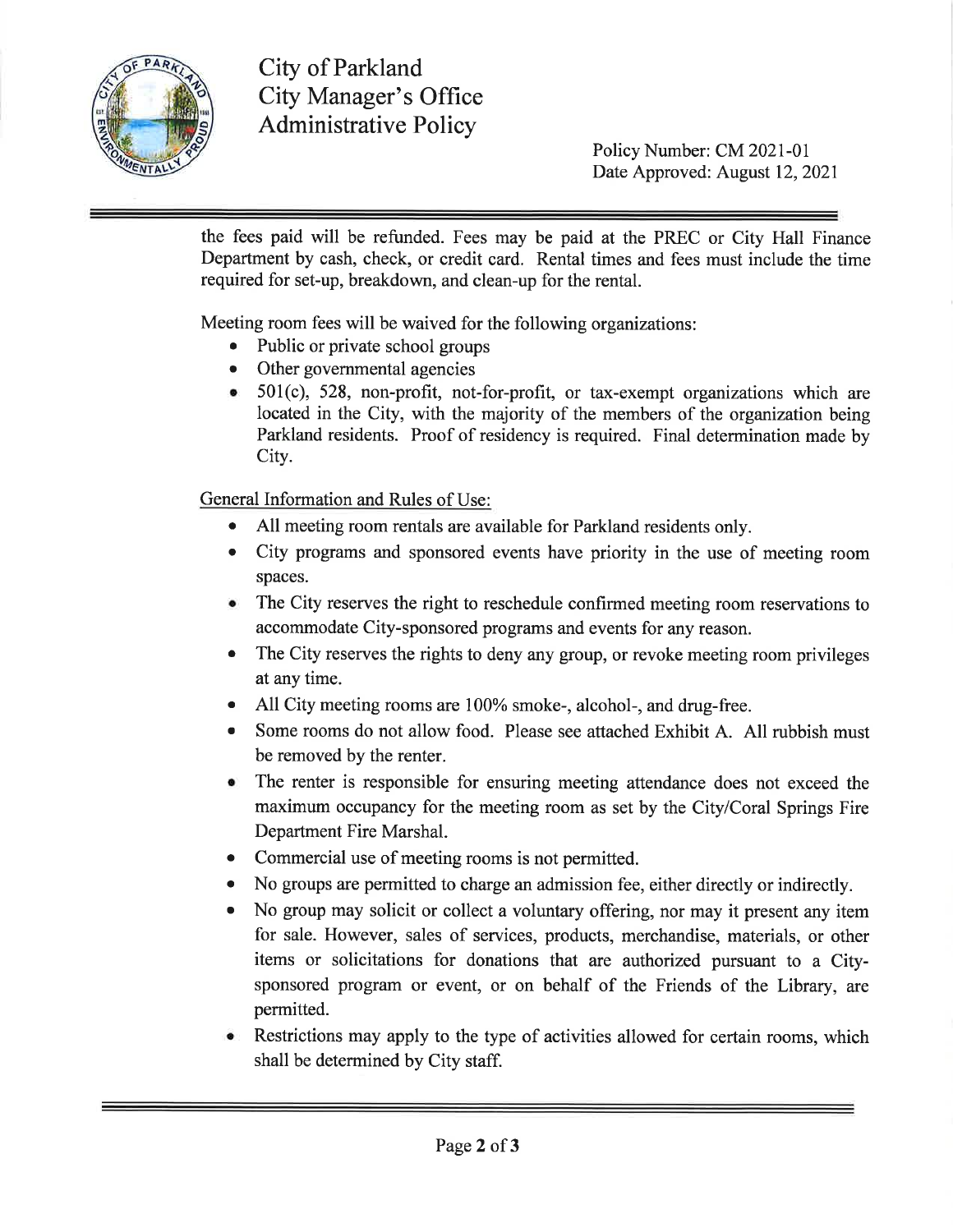the fees paid will be refunded. Fees may be paid at the PREC or City Hall Finance Department by cash, check, or credit card. Rental times and fees must include the time required for set-up, breakdown, and clean-up for the rental.

Meeting room fees will be waived for the following organizations:

- Public or private school groups
- Other governmental agencies
- 501(c), 528, non-profit, not-for-profit, or tax-exempt organizations which are located in the City, with the majority of the members of the organization being Parkland residents. Proof of residency is required. Final determination made by City.

<u>General Information and Rules of Use:</u>

- All meeting room rentals are available for Parkland residents only.
- City programs and sponsored events have priority in the use of meeting room spaces.
- The City reserves the right to reschedule confirmed meeting room reservations to accommodate City-sponsored programs and events for any reason.
- The City reserves the rights to deny any group, or revoke meeting room privileges at any time.
- All City meeting rooms are 100% smoke-, alcohol-, and drug-free.
- Some rooms do not allow food. Please see attached Exhibit A. All rubbish must be removed by the renter.
- The renter is responsible for ensuring meeting attendance does not exceed the maximum occupancy for the meeting room as set by the City/Coral Springs Fire Department Fire Marshal.
- Commercial use of meeting rooms is not permitted.
- No groups are permitted to charge an admission fee, either directly or indirectly.
- No group may solicit or collect a voluntary offering, nor may it present any item for sale. However, sales of services, products, merchandise, materials, or other items or solicitations for donations that are authorized pursuant to a City-sponsored program or event, or on behalf of the Friends of the Library, are permitted.
- Restrictions may apply to the type of activities allowed for certain rooms, which shall be determined by City staff.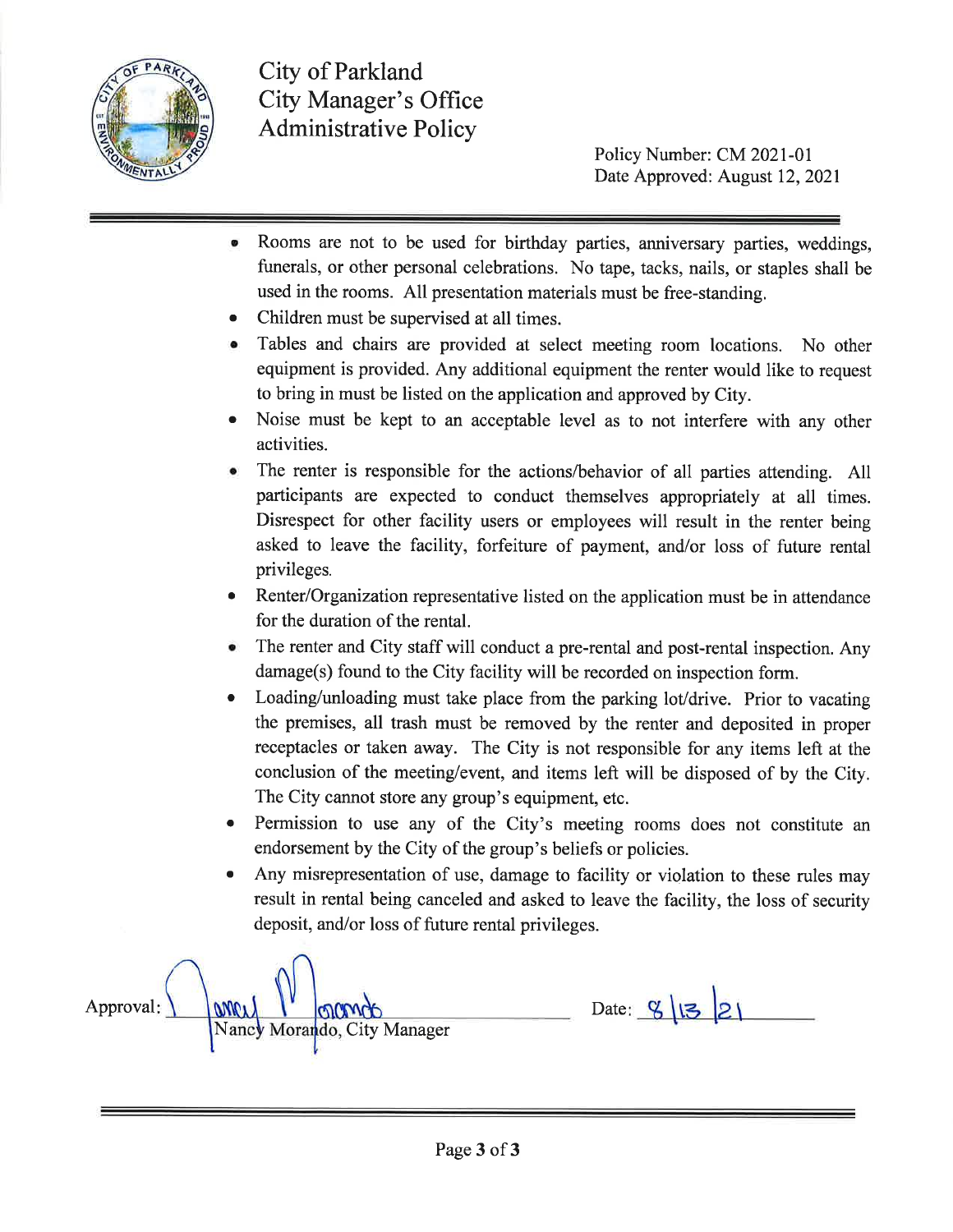City of Parkland
City Manager's Office
Administrative Policy

Policy Number: CM 2021-01
Date Approved: August 12, 2021

- Rooms are not to be used for birthday parties, anniversary parties, weddings, funerals, or other personal celebrations. No tape, tacks, nails, or staples shall be used in the rooms. All presentation materials must be free-standing.
- Children must be supervised at all times.
- Tables and chairs are provided at select meeting room locations. No other equipment is provided. Any additional equipment the renter would like to request to bring in must be listed on the application and approved by City.
- Noise must be kept to an acceptable level as to not interfere with any other activities.
- The renter is responsible for the actions/behavior of all parties attending. All participants are expected to conduct themselves appropriately at all times. Disrespect for other facility users or employees will result in the renter being asked to leave the facility, forfeiture of payment, and/or loss of future rental privileges.
- Renter/Organization representative listed on the application must be in attendance for the duration of the rental.
- The renter and City staff will conduct a pre-rental and post-rental inspection. Any damage(s) found to the City facility will be recorded on inspection form.
- Loading/unloading must take place from the parking lot/drive. Prior to vacating the premises, all trash must be removed by the renter and deposited in proper receptacles or taken away. The City is not responsible for any items left at the conclusion of the meeting/event, and items left will be disposed of by the City. The City cannot store any group's equipment, etc.
- Permission to use any of the City's meeting rooms does not constitute an endorsement by the City of the group's beliefs or policies.
- Any misrepresentation of use, damage to facility or violation to these rules may result in rental being canceled and asked to leave the facility, the loss of security deposit, and/or loss of future rental privileges.

Approval: Nancy Morando, City Manager

Date: 8/13/21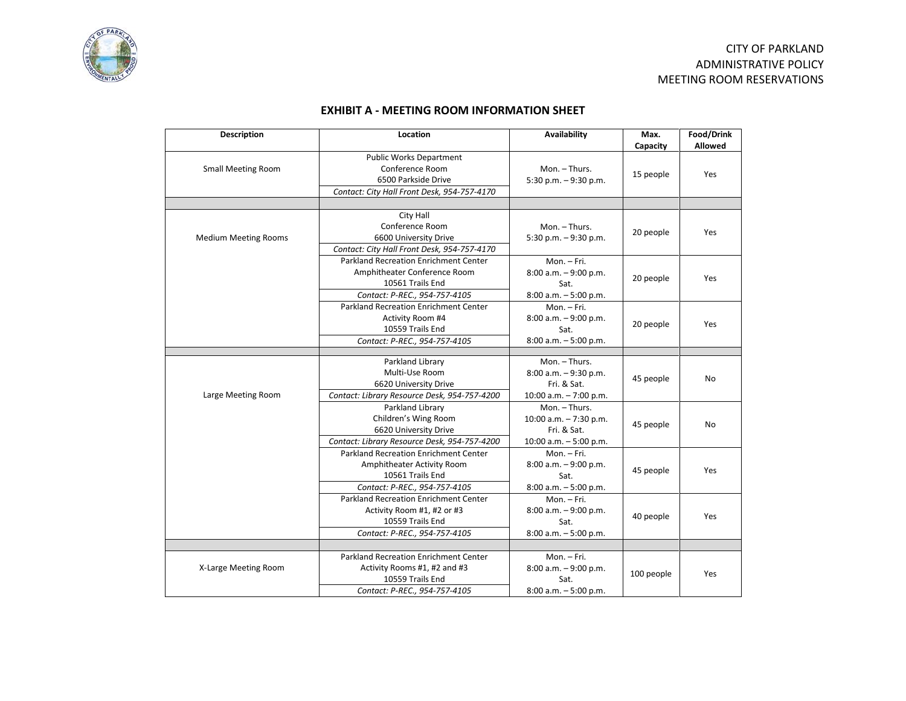CITY OF PARKLAND
ADMINISTRATIVE POLICY
MEETING ROOM RESERVATIONS

## EXHIBIT A - MEETING ROOM INFORMATION SHEET

| Description | Location | Availability | Max. Capacity | Food/Drink Allowed |
|---|---|---|---|---|
| Small Meeting Room | Public Works Department<br>Conference Room<br>6500 Parkside Drive<br>*Contact: City Hall Front Desk, 954-757-4170* | Mon. – Thurs.<br>5:30 p.m. – 9:30 p.m. | 15 people | Yes |
| | | | | |
| Medium Meeting Rooms | City Hall<br>Conference Room<br>6600 University Drive<br>*Contact: City Hall Front Desk, 954-757-4170* | Mon. – Thurs.<br>5:30 p.m. – 9:30 p.m. | 20 people | Yes |
| | Parkland Recreation Enrichment Center<br>Amphitheater Conference Room<br>10561 Trails End<br>*Contact: P-REC., 954-757-4105* | Mon. – Fri.<br>8:00 a.m. – 9:00 p.m.<br>Sat.<br>8:00 a.m. – 5:00 p.m. | 20 people | Yes |
| | Parkland Recreation Enrichment Center<br>Activity Room #4<br>10559 Trails End<br>*Contact: P-REC., 954-757-4105* | Mon. – Fri.<br>8:00 a.m. – 9:00 p.m.<br>Sat.<br>8:00 a.m. – 5:00 p.m. | 20 people | Yes |
| | | | | |
| Large Meeting Room | Parkland Library<br>Multi-Use Room<br>6620 University Drive<br>*Contact: Library Resource Desk, 954-757-4200* | Mon. – Thurs.<br>8:00 a.m. – 9:30 p.m.<br>Fri. & Sat.<br>10:00 a.m. – 7:00 p.m. | 45 people | No |
| | Parkland Library<br>Children's Wing Room<br>6620 University Drive<br>*Contact: Library Resource Desk, 954-757-4200* | Mon. – Thurs.<br>10:00 a.m. – 7:30 p.m.<br>Fri. & Sat.<br>10:00 a.m. – 5:00 p.m. | 45 people | No |
| | Parkland Recreation Enrichment Center<br>Amphitheater Activity Room<br>10561 Trails End<br>*Contact: P-REC., 954-757-4105* | Mon. – Fri.<br>8:00 a.m. – 9:00 p.m.<br>Sat.<br>8:00 a.m. – 5:00 p.m. | 45 people | Yes |
| | Parkland Recreation Enrichment Center<br>Activity Room #1, #2 or #3<br>10559 Trails End<br>*Contact: P-REC., 954-757-4105* | Mon. – Fri.<br>8:00 a.m. – 9:00 p.m.<br>Sat.<br>8:00 a.m. – 5:00 p.m. | 40 people | Yes |
| | | | | |
| X-Large Meeting Room | Parkland Recreation Enrichment Center<br>Activity Rooms #1, #2 and #3<br>10559 Trails End<br>*Contact: P-REC., 954-757-4105* | Mon. – Fri.<br>8:00 a.m. – 9:00 p.m.<br>Sat.<br>8:00 a.m. – 5:00 p.m. | 100 people | Yes |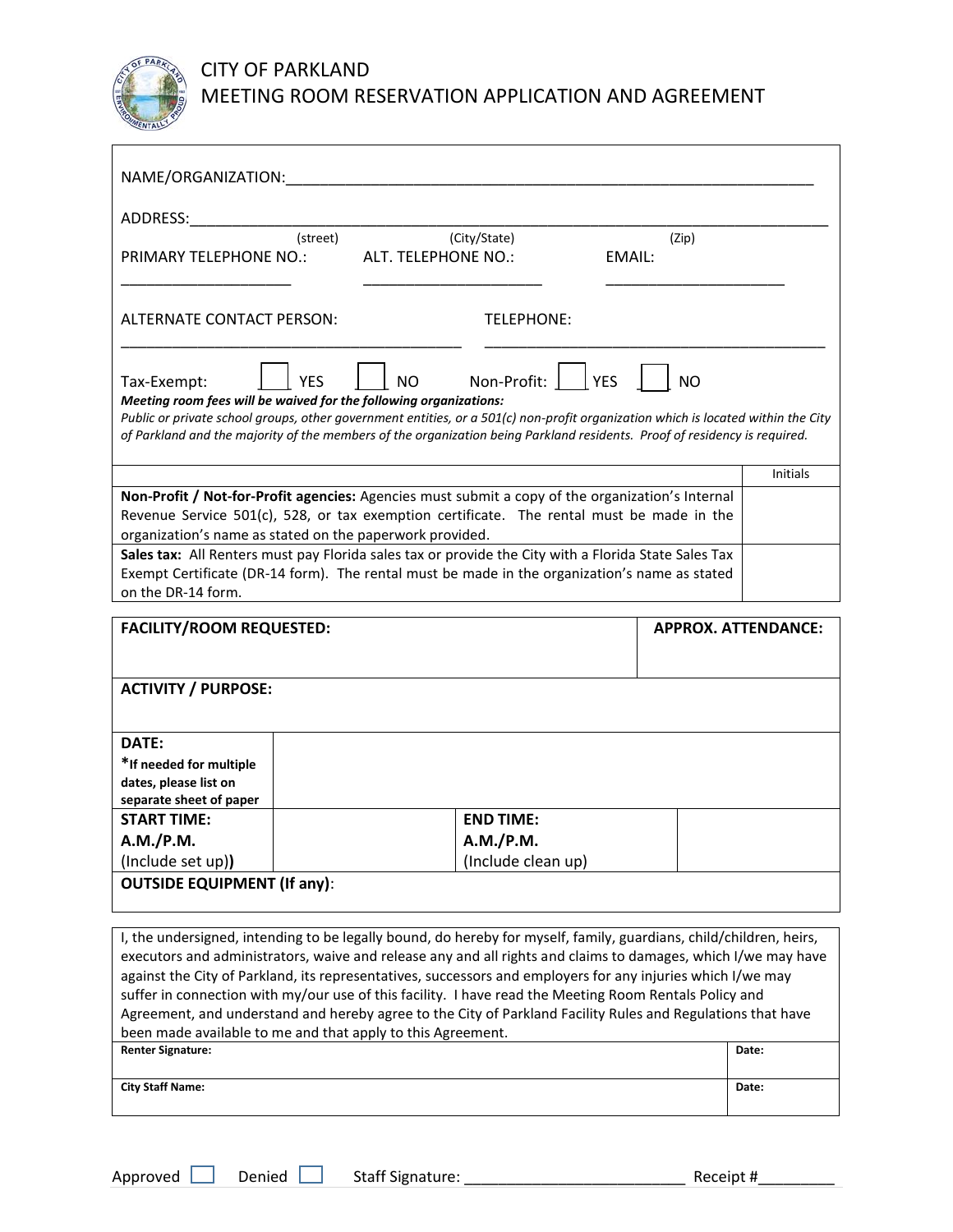# CITY OF PARKLAND
## MEETING ROOM RESERVATION APPLICATION AND AGREEMENT

NAME/ORGANIZATION:_______________________________________________________________

ADDRESS:_______________________________________________________________________
(street) (City/State) (Zip)

PRIMARY TELEPHONE NO.: ____________________ ALT. TELEPHONE NO.: ____________________ EMAIL: ____________________

ALTERNATE CONTACT PERSON: ______________________________________ TELEPHONE: ______________________________________

Tax-Exempt: ☐ YES ☐ NO Non-Profit: ☐ YES ☐ NO

***Meeting room fees will be waived for the following organizations:***

*Public or private school groups, other government entities, or a 501(c) non-profit organization which is located within the City of Parkland and the majority of the members of the organization being Parkland residents. Proof of residency is required.*

| | Initials |
|---|---|
| **Non-Profit / Not-for-Profit agencies:** Agencies must submit a copy of the organization's Internal Revenue Service 501(c), 528, or tax exemption certificate. The rental must be made in the organization's name as stated on the paperwork provided. | |
| **Sales tax:** All Renters must pay Florida sales tax or provide the City with a Florida State Sales Tax Exempt Certificate (DR-14 form). The rental must be made in the organization's name as stated on the DR-14 form. | |

| | | | |
|---|---|---|---|
| **FACILITY/ROOM REQUESTED:** | | | **APPROX. ATTENDANCE:** |
| **ACTIVITY / PURPOSE:** | | | |
| **DATE:** **\*If needed for multiple dates, please list on separate sheet of paper** | | | |
| **START TIME: A.M./P.M.** (Include set up**)** | | **END TIME: A.M./P.M.** (Include clean up) | |
| **OUTSIDE EQUIPMENT (If any)**: | | | |

I, the undersigned, intending to be legally bound, do hereby for myself, family, guardians, child/children, heirs, executors and administrators, waive and release any and all rights and claims to damages, which I/we may have against the City of Parkland, its representatives, successors and employers for any injuries which I/we may suffer in connection with my/our use of this facility. I have read the Meeting Room Rentals Policy and Agreement, and understand and hereby agree to the City of Parkland Facility Rules and Regulations that have been made available to me and that apply to this Agreement.

| | |
|---|---|
| **Renter Signature:** | **Date:** |
| **City Staff Name:** | **Date:** |

Approved ☐ Denied ☐ Staff Signature: ________________________ Receipt #_________